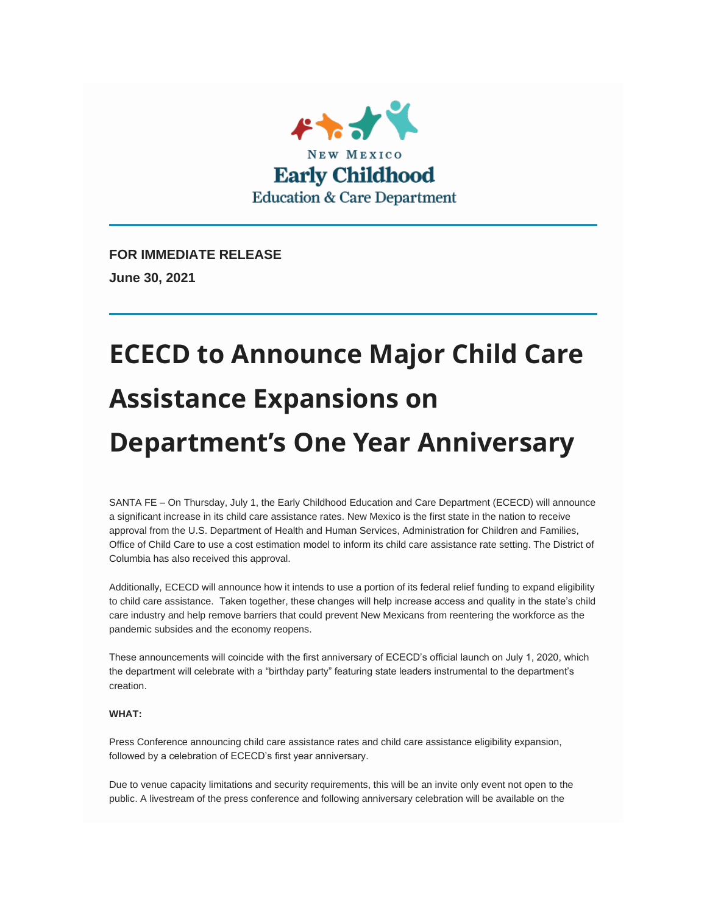New Mexico
Early Childhood
Education & Care Department

**FOR IMMEDIATE RELEASE**

**June 30, 2021**

# ECECD to Announce Major Child Care Assistance Expansions on Department's One Year Anniversary

SANTA FE – On Thursday, July 1, the Early Childhood Education and Care Department (ECECD) will announce a significant increase in its child care assistance rates. New Mexico is the first state in the nation to receive approval from the U.S. Department of Health and Human Services, Administration for Children and Families, Office of Child Care to use a cost estimation model to inform its child care assistance rate setting. The District of Columbia has also received this approval.

Additionally, ECECD will announce how it intends to use a portion of its federal relief funding to expand eligibility to child care assistance. Taken together, these changes will help increase access and quality in the state's child care industry and help remove barriers that could prevent New Mexicans from reentering the workforce as the pandemic subsides and the economy reopens.

These announcements will coincide with the first anniversary of ECECD's official launch on July 1, 2020, which the department will celebrate with a "birthday party" featuring state leaders instrumental to the department's creation.

**WHAT:**

Press Conference announcing child care assistance rates and child care assistance eligibility expansion, followed by a celebration of ECECD's first year anniversary.

Due to venue capacity limitations and security requirements, this will be an invite only event not open to the public. A livestream of the press conference and following anniversary celebration will be available on the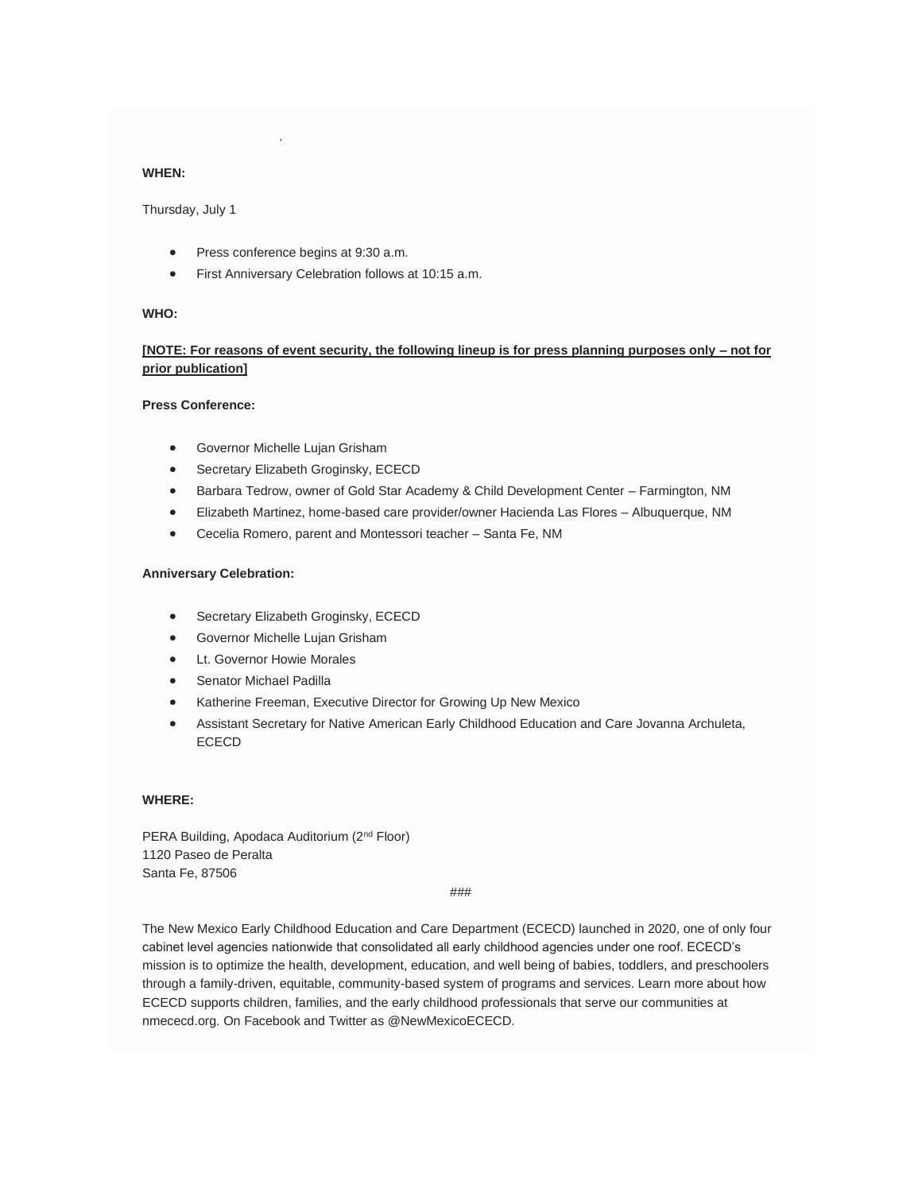**WHEN:**

Thursday, July 1

- Press conference begins at 9:30 a.m.
- First Anniversary Celebration follows at 10:15 a.m.

**WHO:**

**[NOTE: For reasons of event security, the following lineup is for press planning purposes only – not for prior publication]**

**Press Conference:**

- Governor Michelle Lujan Grisham
- Secretary Elizabeth Groginsky, ECECD
- Barbara Tedrow, owner of Gold Star Academy & Child Development Center – Farmington, NM
- Elizabeth Martinez, home-based care provider/owner Hacienda Las Flores – Albuquerque, NM
- Cecelia Romero, parent and Montessori teacher – Santa Fe, NM

**Anniversary Celebration:**

- Secretary Elizabeth Groginsky, ECECD
- Governor Michelle Lujan Grisham
- Lt. Governor Howie Morales
- Senator Michael Padilla
- Katherine Freeman, Executive Director for Growing Up New Mexico
- Assistant Secretary for Native American Early Childhood Education and Care Jovanna Archuleta, ECECD

**WHERE:**

PERA Building, Apodaca Auditorium (2nd Floor)
1120 Paseo de Peralta
Santa Fe, 87506

###

The New Mexico Early Childhood Education and Care Department (ECECD) launched in 2020, one of only four cabinet level agencies nationwide that consolidated all early childhood agencies under one roof. ECECD's mission is to optimize the health, development, education, and well being of babies, toddlers, and preschoolers through a family-driven, equitable, community-based system of programs and services. Learn more about how ECECD supports children, families, and the early childhood professionals that serve our communities at nmececd.org. On Facebook and Twitter as @NewMexicoECECD.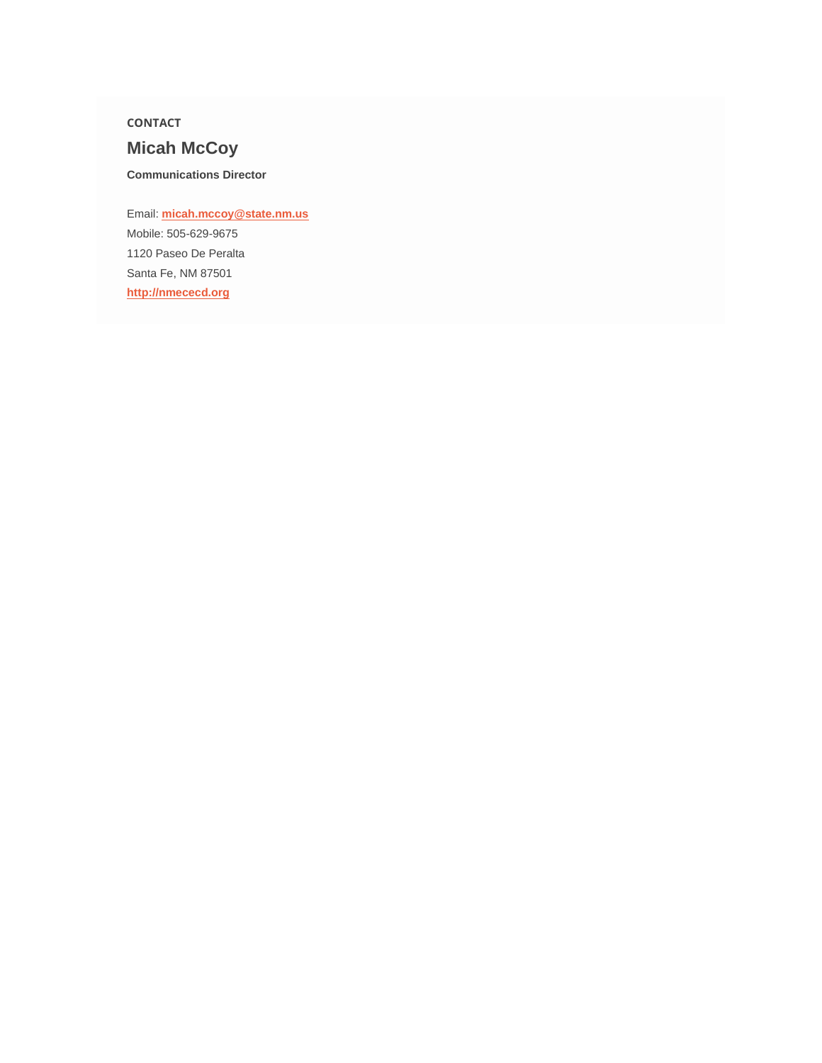**CONTACT**

## Micah McCoy

**Communications Director**

Email: **micah.mccoy@state.nm.us**
Mobile: 505-629-9675
1120 Paseo De Peralta
Santa Fe, NM 87501
**http://nmececd.org**